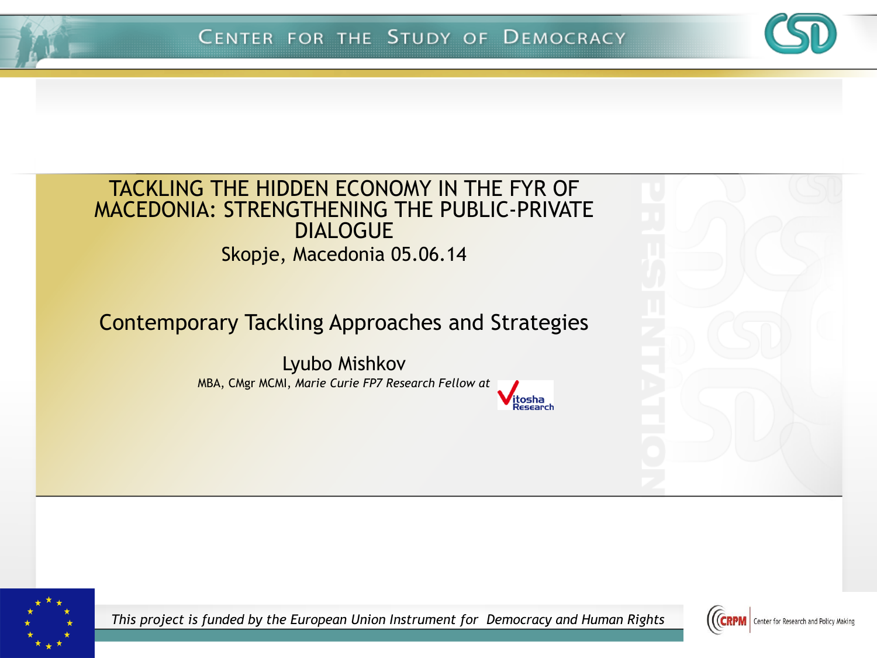CENTER FOR THE STUDY OF DEMOCRACY

# TACKLING THE HIDDEN ECONOMY IN THE FYR OF MACEDONIA: STRENGTHENING THE PUBLIC-PRIVATE DIALOGUE

Skopje, Macedonia 05.06.14

## Contemporary Tackling Approaches and Strategies

Lyubo Mishkov

MBA, CMgr MCMI, *Marie Curie FP7 Research Fellow at* Vitosha Research

*This project is funded by the European Union Instrument for Democracy and Human Rights*

CRPM Center for Research and Policy Making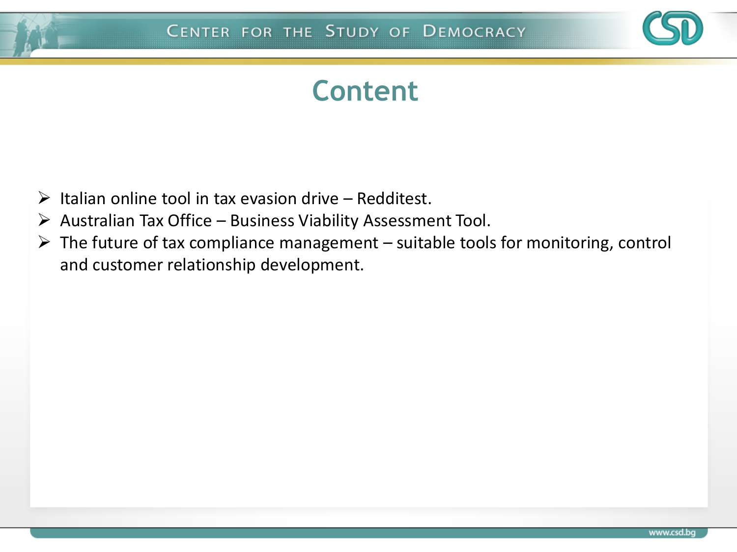# Content

- Italian online tool in tax evasion drive – Redditest.
- Australian Tax Office – Business Viability Assessment Tool.
- The future of tax compliance management – suitable tools for monitoring, control and customer relationship development.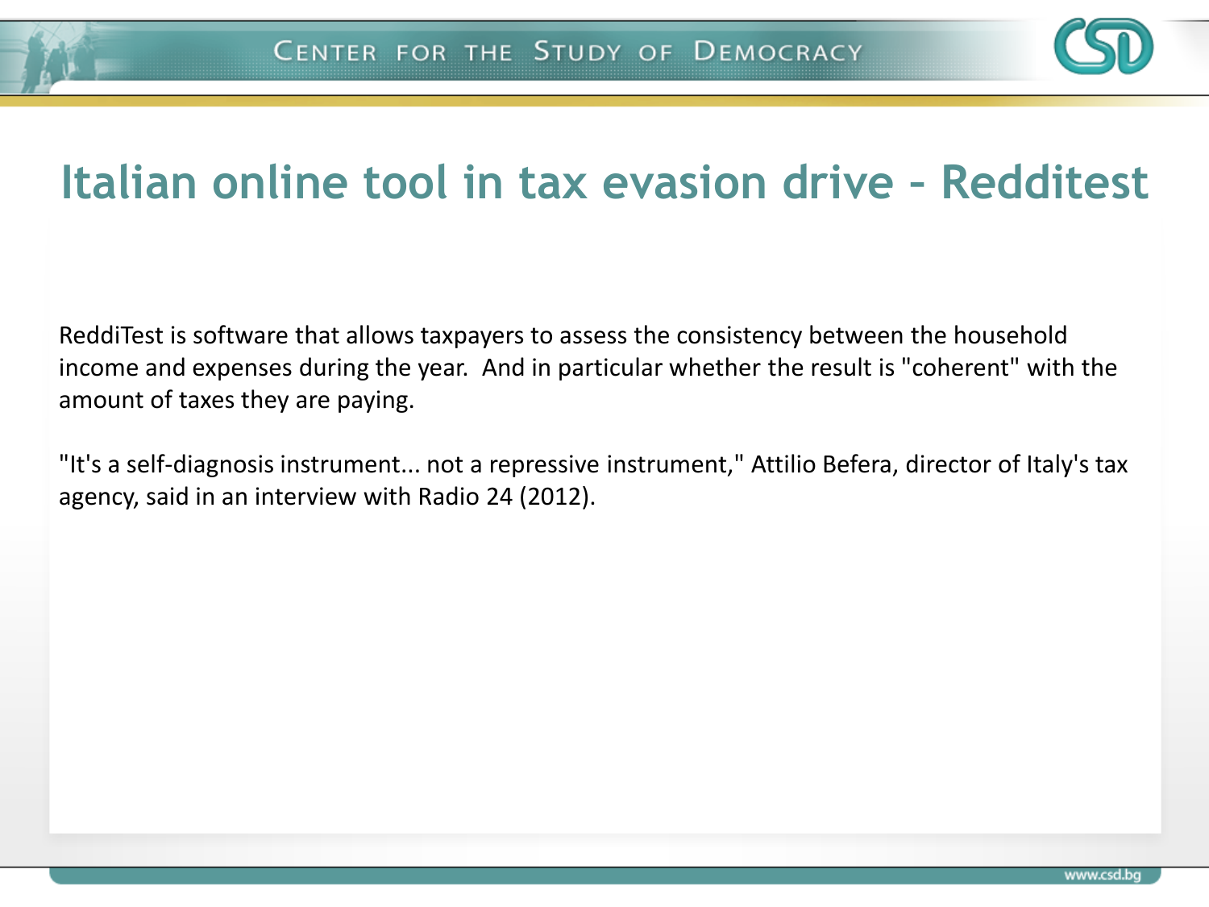# Italian online tool in tax evasion drive – Redditest

ReddiTest is software that allows taxpayers to assess the consistency between the household income and expenses during the year. And in particular whether the result is "coherent" with the amount of taxes they are paying.

"It's a self-diagnosis instrument... not a repressive instrument," Attilio Befera, director of Italy's tax agency, said in an interview with Radio 24 (2012).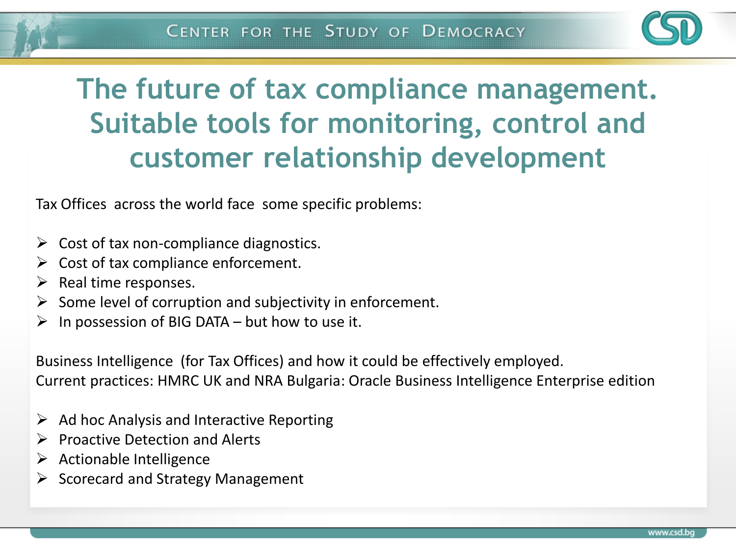# The future of tax compliance management. Suitable tools for monitoring, control and customer relationship development

Tax Offices across the world face some specific problems:

- Cost of tax non-compliance diagnostics.
- Cost of tax compliance enforcement.
- Real time responses.
- Some level of corruption and subjectivity in enforcement.
- In possession of BIG DATA – but how to use it.

Business Intelligence (for Tax Offices) and how it could be effectively employed.
Current practices: HMRC UK and NRA Bulgaria: Oracle Business Intelligence Enterprise edition

- Ad hoc Analysis and Interactive Reporting
- Proactive Detection and Alerts
- Actionable Intelligence
- Scorecard and Strategy Management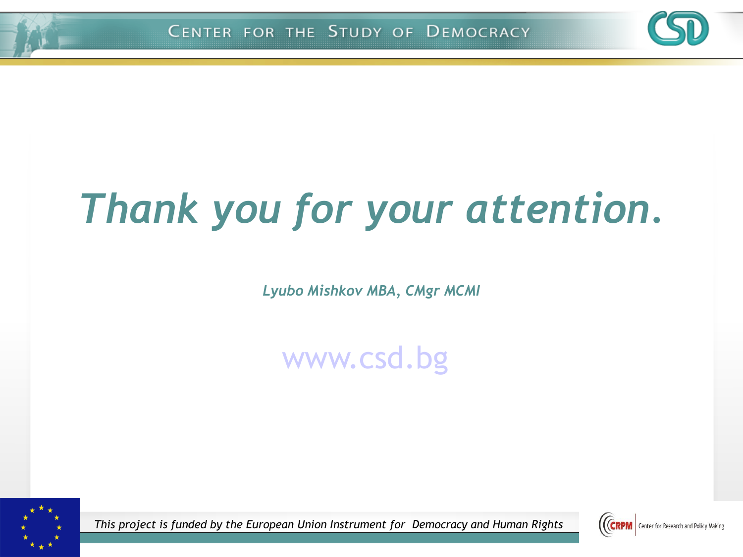# *Thank you for your attention.*

*Lyubo Mishkov MBA, CMgr MCMI*

www.csd.bg

*This project is funded by the European Union Instrument for Democracy and Human Rights*

CRPM Center for Research and Policy Making